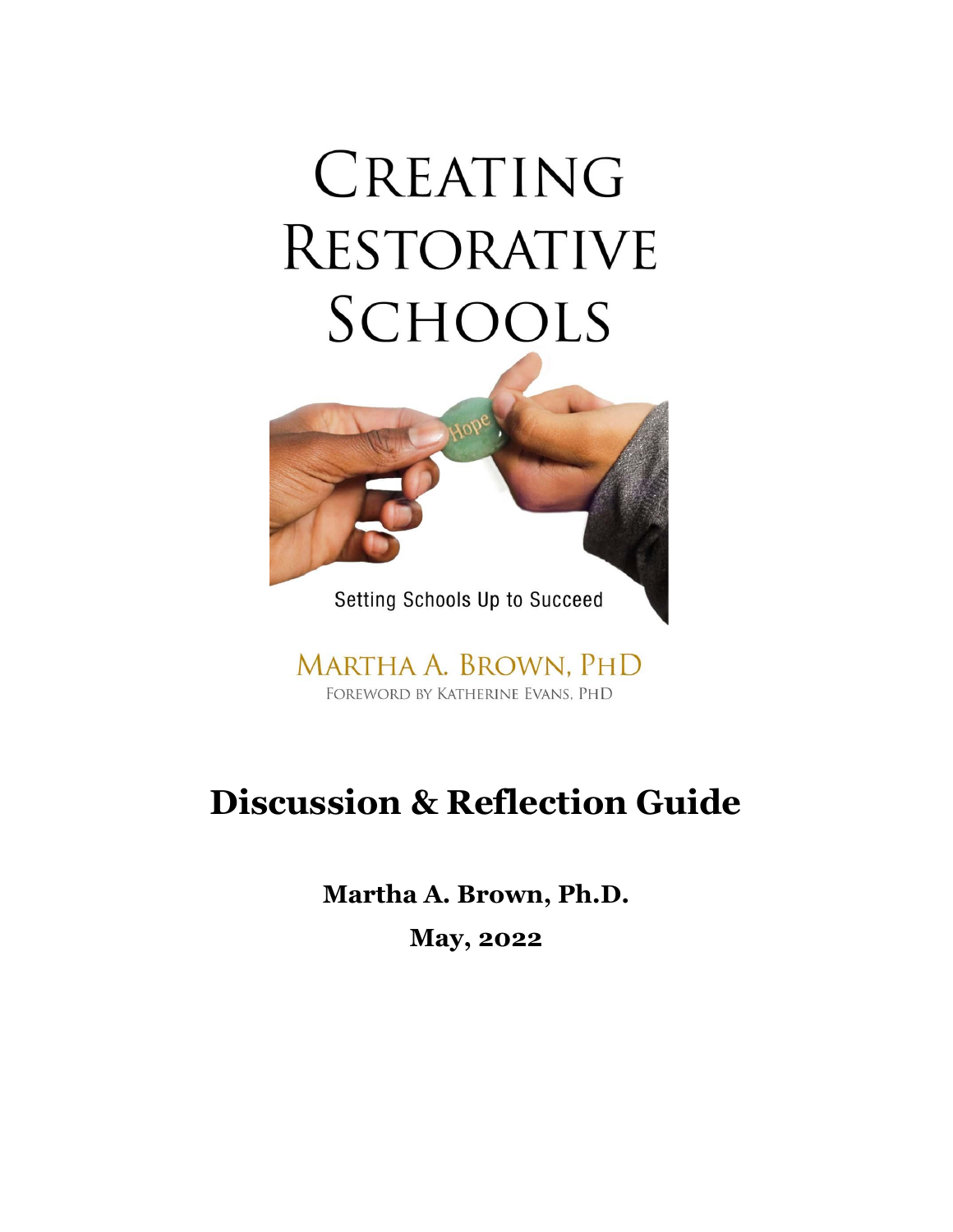# CREATING RESTORATIVE SCHOOLS

Hope

Setting Schools Up to Succeed

MARTHA A. BROWN, PHD

FOREWORD BY KATHERINE EVANS, PHD

# Discussion & Reflection Guide

**Martha A. Brown, Ph.D.**

**May, 2022**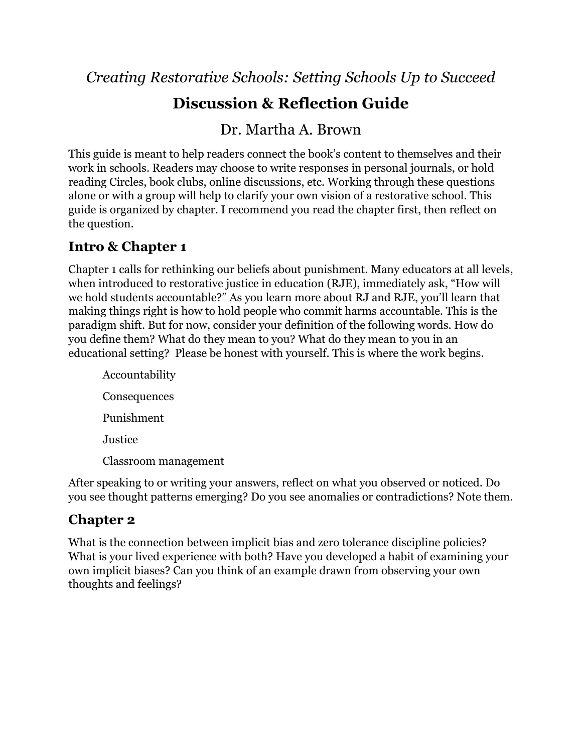*Creating Restorative Schools: Setting Schools Up to Succeed*

# Discussion & Reflection Guide

Dr. Martha A. Brown

This guide is meant to help readers connect the book's content to themselves and their work in schools. Readers may choose to write responses in personal journals, or hold reading Circles, book clubs, online discussions, etc. Working through these questions alone or with a group will help to clarify your own vision of a restorative school. This guide is organized by chapter. I recommend you read the chapter first, then reflect on the question.

## Intro & Chapter 1

Chapter 1 calls for rethinking our beliefs about punishment. Many educators at all levels, when introduced to restorative justice in education (RJE), immediately ask, "How will we hold students accountable?" As you learn more about RJ and RJE, you'll learn that making things right is how to hold people who commit harms accountable. This is the paradigm shift. But for now, consider your definition of the following words. How do you define them? What do they mean to you? What do they mean to you in an educational setting? Please be honest with yourself. This is where the work begins.

Accountability

Consequences

Punishment

Justice

Classroom management

After speaking to or writing your answers, reflect on what you observed or noticed. Do you see thought patterns emerging? Do you see anomalies or contradictions? Note them.

## Chapter 2

What is the connection between implicit bias and zero tolerance discipline policies? What is your lived experience with both? Have you developed a habit of examining your own implicit biases? Can you think of an example drawn from observing your own thoughts and feelings?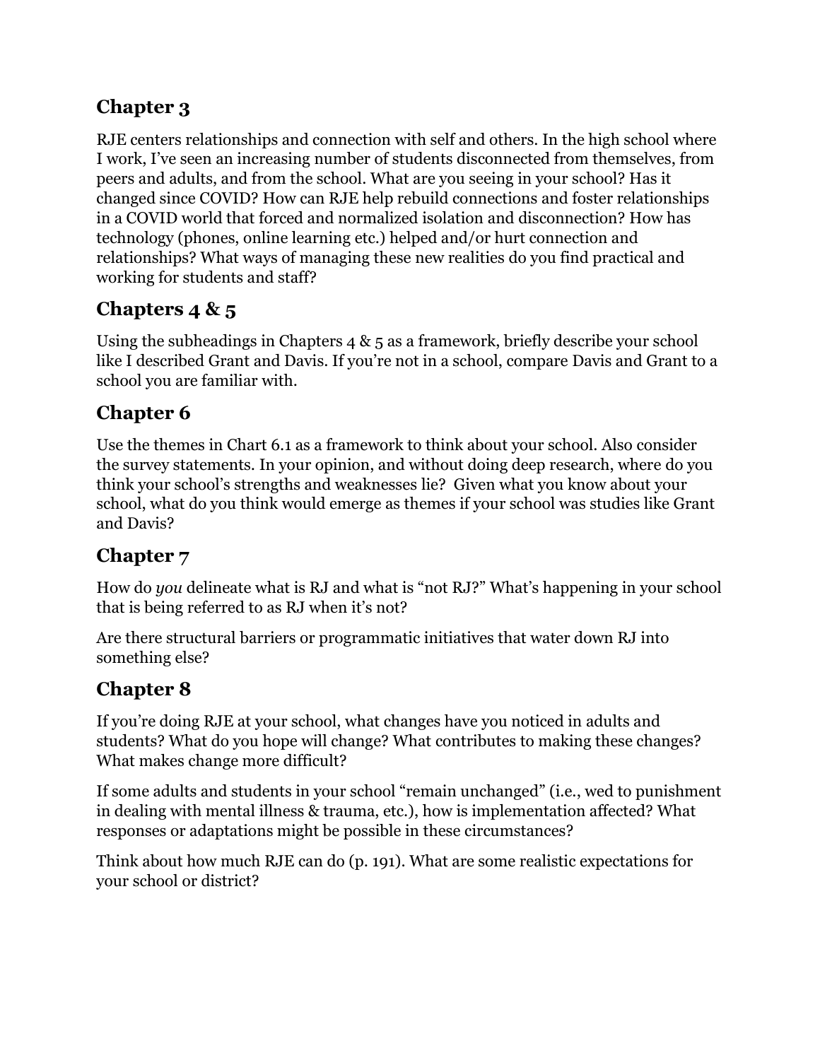## Chapter 3

RJE centers relationships and connection with self and others. In the high school where I work, I've seen an increasing number of students disconnected from themselves, from peers and adults, and from the school. What are you seeing in your school? Has it changed since COVID? How can RJE help rebuild connections and foster relationships in a COVID world that forced and normalized isolation and disconnection? How has technology (phones, online learning etc.) helped and/or hurt connection and relationships? What ways of managing these new realities do you find practical and working for students and staff?

## Chapters 4 & 5

Using the subheadings in Chapters 4 & 5 as a framework, briefly describe your school like I described Grant and Davis. If you're not in a school, compare Davis and Grant to a school you are familiar with.

## Chapter 6

Use the themes in Chart 6.1 as a framework to think about your school. Also consider the survey statements. In your opinion, and without doing deep research, where do you think your school's strengths and weaknesses lie? Given what you know about your school, what do you think would emerge as themes if your school was studies like Grant and Davis?

## Chapter 7

How do *you* delineate what is RJ and what is "not RJ?" What's happening in your school that is being referred to as RJ when it's not?

Are there structural barriers or programmatic initiatives that water down RJ into something else?

## Chapter 8

If you're doing RJE at your school, what changes have you noticed in adults and students? What do you hope will change? What contributes to making these changes? What makes change more difficult?

If some adults and students in your school "remain unchanged" (i.e., wed to punishment in dealing with mental illness & trauma, etc.), how is implementation affected? What responses or adaptations might be possible in these circumstances?

Think about how much RJE can do (p. 191). What are some realistic expectations for your school or district?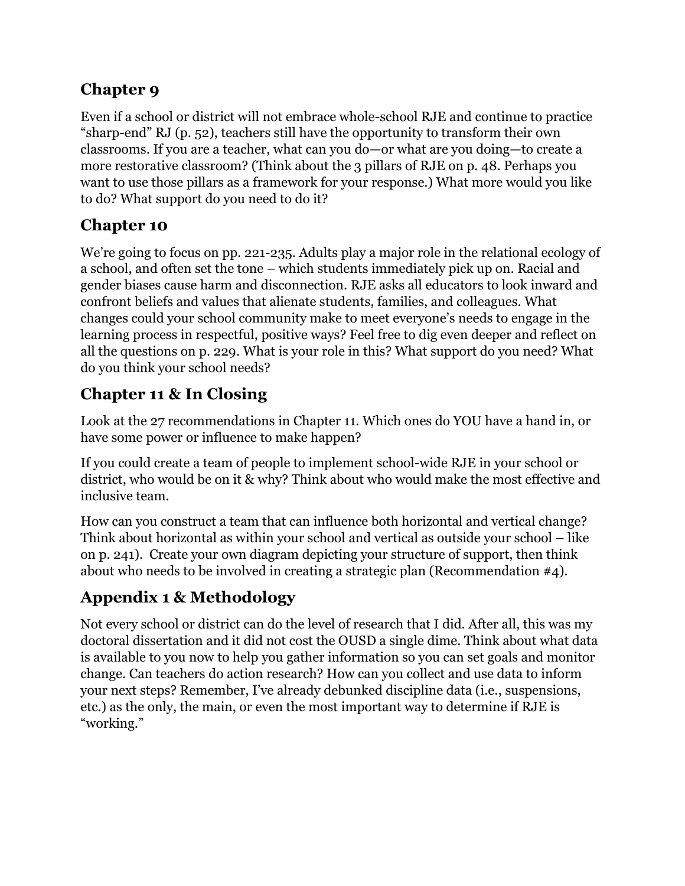## Chapter 9

Even if a school or district will not embrace whole-school RJE and continue to practice "sharp-end" RJ (p. 52), teachers still have the opportunity to transform their own classrooms. If you are a teacher, what can you do—or what are you doing—to create a more restorative classroom? (Think about the 3 pillars of RJE on p. 48. Perhaps you want to use those pillars as a framework for your response.) What more would you like to do? What support do you need to do it?

## Chapter 10

We're going to focus on pp. 221-235. Adults play a major role in the relational ecology of a school, and often set the tone – which students immediately pick up on. Racial and gender biases cause harm and disconnection. RJE asks all educators to look inward and confront beliefs and values that alienate students, families, and colleagues. What changes could your school community make to meet everyone's needs to engage in the learning process in respectful, positive ways? Feel free to dig even deeper and reflect on all the questions on p. 229. What is your role in this? What support do you need? What do you think your school needs?

## Chapter 11 & In Closing

Look at the 27 recommendations in Chapter 11. Which ones do YOU have a hand in, or have some power or influence to make happen?

If you could create a team of people to implement school-wide RJE in your school or district, who would be on it & why? Think about who would make the most effective and inclusive team.

How can you construct a team that can influence both horizontal and vertical change? Think about horizontal as within your school and vertical as outside your school – like on p. 241). Create your own diagram depicting your structure of support, then think about who needs to be involved in creating a strategic plan (Recommendation #4).

## Appendix 1 & Methodology

Not every school or district can do the level of research that I did. After all, this was my doctoral dissertation and it did not cost the OUSD a single dime. Think about what data is available to you now to help you gather information so you can set goals and monitor change. Can teachers do action research? How can you collect and use data to inform your next steps? Remember, I've already debunked discipline data (i.e., suspensions, etc.) as the only, the main, or even the most important way to determine if RJE is "working."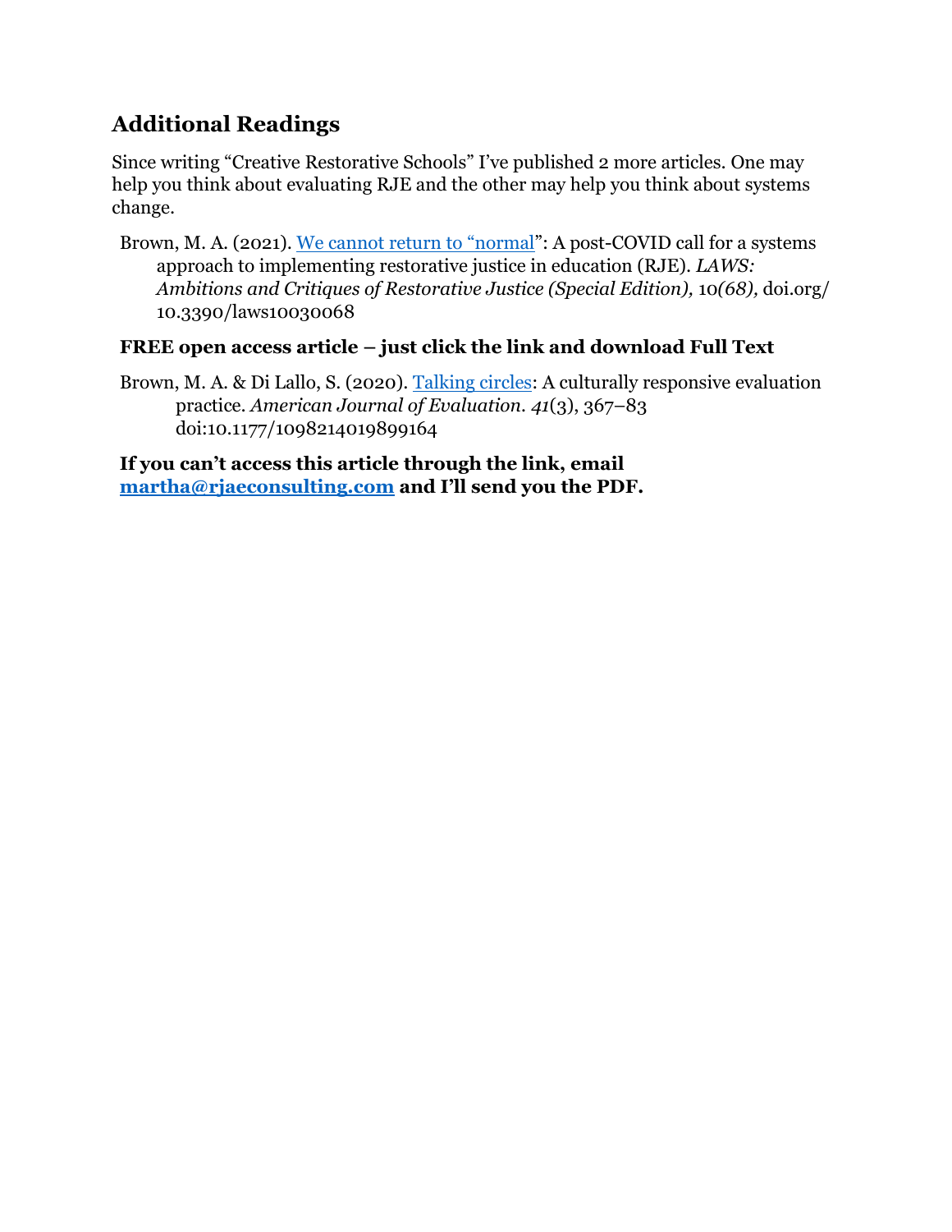## Additional Readings

Since writing "Creative Restorative Schools" I've published 2 more articles. One may help you think about evaluating RJE and the other may help you think about systems change.

Brown, M. A. (2021). We cannot return to "normal": A post-COVID call for a systems approach to implementing restorative justice in education (RJE). *LAWS: Ambitions and Critiques of Restorative Justice (Special Edition),* 10*(68),* doi.org/10.3390/laws10030068

**FREE open access article – just click the link and download Full Text**

Brown, M. A. & Di Lallo, S. (2020). Talking circles: A culturally responsive evaluation practice. *American Journal of Evaluation. 41*(3), 367–83 doi:10.1177/1098214019899164

**If you can't access this article through the link, email martha@rjaeconsulting.com and I'll send you the PDF.**